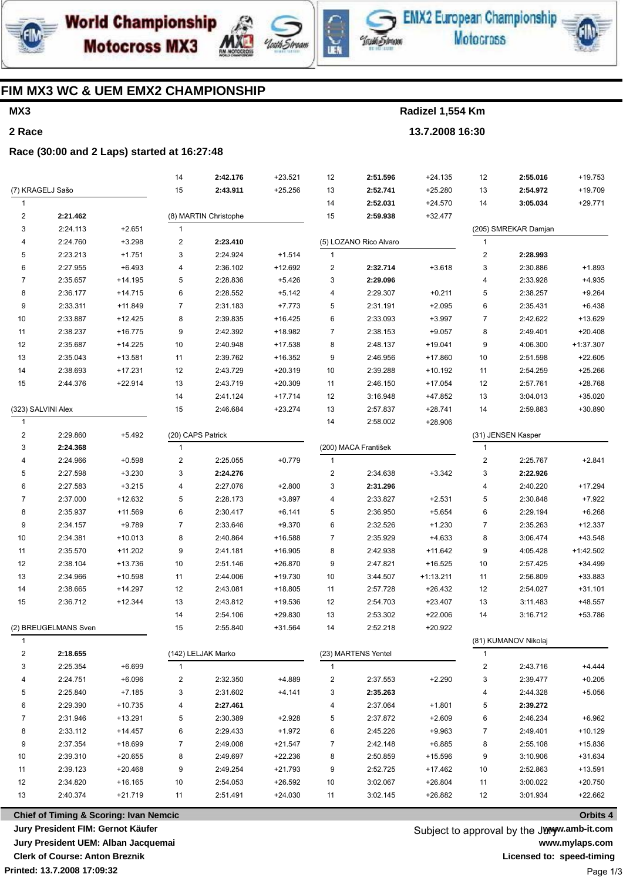# FIM MX3 WC & UEM EMX2 CHAMPIONSHIP

**MX3** — **Radizel 1,554 Km**

**2 Race** — **13.7.2008 16:30**

**Race (30:00 and 2 Laps) started at 16:27:48**

### (7) KRAGELJ Sašo

| Lap | Time | Diff |
|---|---|---|
| 1 | | |
| 2 | **2:21.462** | |
| 3 | 2:24.113 | +2.651 |
| 4 | 2:24.760 | +3.298 |
| 5 | 2:23.213 | +1.751 |
| 6 | 2:27.955 | +6.493 |
| 7 | 2:35.657 | +14.195 |
| 8 | 2:36.177 | +14.715 |
| 9 | 2:33.311 | +11.849 |
| 10 | 2:33.887 | +12.425 |
| 11 | 2:38.237 | +16.775 |
| 12 | 2:35.687 | +14.225 |
| 13 | 2:35.043 | +13.581 |
| 14 | 2:38.693 | +17.231 |
| 15 | 2:44.376 | +22.914 |

### (323) SALVINI Alex

| Lap | Time | Diff |
|---|---|---|
| 1 | | |
| 2 | 2:29.860 | +5.492 |
| 3 | **2:24.368** | |
| 4 | 2:24.966 | +0.598 |
| 5 | 2:27.598 | +3.230 |
| 6 | 2:27.583 | +3.215 |
| 7 | 2:37.000 | +12.632 |
| 8 | 2:35.937 | +11.569 |
| 9 | 2:34.157 | +9.789 |
| 10 | 2:34.381 | +10.013 |
| 11 | 2:35.570 | +11.202 |
| 12 | 2:38.104 | +13.736 |
| 13 | 2:34.966 | +10.598 |
| 14 | 2:38.665 | +14.297 |
| 15 | 2:36.712 | +12.344 |

### (2) BREUGELMANS Sven

| Lap | Time | Diff |
|---|---|---|
| 1 | | |
| 2 | **2:18.655** | |
| 3 | 2:25.354 | +6.699 |
| 4 | 2:24.751 | +6.096 |
| 5 | 2:25.840 | +7.185 |
| 6 | 2:29.390 | +10.735 |
| 7 | 2:31.946 | +13.291 |
| 8 | 2:33.112 | +14.457 |
| 9 | 2:37.354 | +18.699 |
| 10 | 2:39.310 | +20.655 |
| 11 | 2:39.123 | +20.468 |
| 12 | 2:34.820 | +16.165 |
| 13 | 2:40.374 | +21.719 |
| 14 | **2:42.176** | +23.521 |
| 15 | **2:43.911** | +25.256 |

### (8) MARTIN Christophe

| Lap | Time | Diff |
|---|---|---|
| 1 | | |
| 2 | **2:23.410** | |
| 3 | 2:24.924 | +1.514 |
| 4 | 2:36.102 | +12.692 |
| 5 | 2:28.836 | +5.426 |
| 6 | 2:28.552 | +5.142 |
| 7 | 2:31.183 | +7.773 |
| 8 | 2:39.835 | +16.425 |
| 9 | 2:42.392 | +18.982 |
| 10 | 2:40.948 | +17.538 |
| 11 | 2:39.762 | +16.352 |
| 12 | 2:43.729 | +20.319 |
| 13 | 2:43.719 | +20.309 |
| 14 | 2:41.124 | +17.714 |
| 15 | 2:46.684 | +23.274 |

### (20) CAPS Patrick

| Lap | Time | Diff |
|---|---|---|
| 1 | | |
| 2 | 2:25.055 | +0.779 |
| 3 | **2:24.276** | |
| 4 | 2:27.076 | +2.800 |
| 5 | 2:28.173 | +3.897 |
| 6 | 2:30.417 | +6.141 |
| 7 | 2:33.646 | +9.370 |
| 8 | 2:40.864 | +16.588 |
| 9 | 2:41.181 | +16.905 |
| 10 | 2:51.146 | +26.870 |
| 11 | 2:44.006 | +19.730 |
| 12 | 2:43.081 | +18.805 |
| 13 | 2:43.812 | +19.536 |
| 14 | 2:54.106 | +29.830 |
| 15 | 2:55.840 | +31.564 |

### (142) LELJAK Marko

| Lap | Time | Diff |
|---|---|---|
| 1 | | |
| 2 | 2:32.350 | +4.889 |
| 3 | 2:31.602 | +4.141 |
| 4 | **2:27.461** | |
| 5 | 2:30.389 | +2.928 |
| 6 | 2:29.433 | +1.972 |
| 7 | 2:49.008 | +21.547 |
| 8 | 2:49.697 | +22.236 |
| 9 | 2:49.254 | +21.793 |
| 10 | 2:54.053 | +26.592 |
| 11 | 2:51.491 | +24.030 |
| 12 | **2:51.596** | +24.135 |
| 13 | **2:52.741** | +25.280 |
| 14 | **2:52.031** | +24.570 |
| 15 | **2:59.938** | +32.477 |

### (5) LOZANO Rico Alvaro

| Lap | Time | Diff |
|---|---|---|
| 1 | | |
| 2 | **2:32.714** | +3.618 |
| 3 | **2:29.096** | |
| 4 | 2:29.307 | +0.211 |
| 5 | 2:31.191 | +2.095 |
| 6 | 2:33.093 | +3.997 |
| 7 | 2:38.153 | +9.057 |
| 8 | 2:48.137 | +19.041 |
| 9 | 2:46.956 | +17.860 |
| 10 | 2:39.288 | +10.192 |
| 11 | 2:46.150 | +17.054 |
| 12 | 3:16.948 | +47.852 |
| 13 | 2:57.837 | +28.741 |
| 14 | 2:58.002 | +28.906 |

### (200) MACA František

| Lap | Time | Diff |
|---|---|---|
| 1 | | |
| 2 | 2:34.638 | +3.342 |
| 3 | **2:31.296** | |
| 4 | 2:33.827 | +2.531 |
| 5 | 2:36.950 | +5.654 |
| 6 | 2:32.526 | +1.230 |
| 7 | 2:35.929 | +4.633 |
| 8 | 2:42.938 | +11.642 |
| 9 | 2:47.821 | +16.525 |
| 10 | 3:44.507 | +1:13.211 |
| 11 | 2:57.728 | +26.432 |
| 12 | 2:54.703 | +23.407 |
| 13 | 2:53.302 | +22.006 |
| 14 | 2:52.218 | +20.922 |

### (23) MARTENS Yentel

| Lap | Time | Diff |
|---|---|---|
| 1 | | |
| 2 | 2:37.553 | +2.290 |
| 3 | **2:35.263** | |
| 4 | 2:37.064 | +1.801 |
| 5 | 2:37.872 | +2.609 |
| 6 | 2:45.226 | +9.963 |
| 7 | 2:42.148 | +6.885 |
| 8 | 2:50.859 | +15.596 |
| 9 | 2:52.725 | +17.462 |
| 10 | 3:02.067 | +26.804 |
| 11 | 3:02.145 | +26.882 |
| 12 | **2:55.016** | +19.753 |
| 13 | **2:54.972** | +19.709 |
| 14 | **3:05.034** | +29.771 |

### (205) SMREKAR Damjan

| Lap | Time | Diff |
|---|---|---|
| 1 | | |
| 2 | **2:28.993** | |
| 3 | 2:30.886 | +1.893 |
| 4 | 2:33.928 | +4.935 |
| 5 | 2:38.257 | +9.264 |
| 6 | 2:35.431 | +6.438 |
| 7 | 2:42.622 | +13.629 |
| 8 | 2:49.401 | +20.408 |
| 9 | 4:06.300 | +1:37.307 |
| 10 | 2:51.598 | +22.605 |
| 11 | 2:54.259 | +25.266 |
| 12 | 2:57.761 | +28.768 |
| 13 | 3:04.013 | +35.020 |
| 14 | 2:59.883 | +30.890 |

### (31) JENSEN Kasper

| Lap | Time | Diff |
|---|---|---|
| 1 | | |
| 2 | 2:25.767 | +2.841 |
| 3 | **2:22.926** | |
| 4 | 2:40.220 | +17.294 |
| 5 | 2:30.848 | +7.922 |
| 6 | 2:29.194 | +6.268 |
| 7 | 2:35.263 | +12.337 |
| 8 | 3:06.474 | +43.548 |
| 9 | 4:05.428 | +1:42.502 |
| 10 | 2:57.425 | +34.499 |
| 11 | 2:56.809 | +33.883 |
| 12 | 2:54.027 | +31.101 |
| 13 | 3:11.483 | +48.557 |
| 14 | 3:16.712 | +53.786 |

### (81) KUMANOV Nikolaj

| Lap | Time | Diff |
|---|---|---|
| 1 | | |
| 2 | 2:43.716 | +4.444 |
| 3 | 2:39.477 | +0.205 |
| 4 | 2:44.328 | +5.056 |
| 5 | **2:39.272** | |
| 6 | 2:46.234 | +6.962 |
| 7 | 2:49.401 | +10.129 |
| 8 | 2:55.108 | +15.836 |
| 9 | 3:10.906 | +31.634 |
| 10 | 2:52.863 | +13.591 |
| 11 | 3:00.022 | +20.750 |
| 12 | 3:01.934 | +22.662 |

**Chief of Timing & Scoring: Ivan Nemcic**
**Jury President FIM: Gernot Käufer**
**Jury President UEM: Alban Jacquemai**
**Clerk of Course: Anton Breznik**

Subject to approval by the Jury

**Orbits 4**
**www.amb-it.com**
**www.mylaps.com**
**Licensed to: speed-timing**

**Printed: 13.7.2008 17:09:32**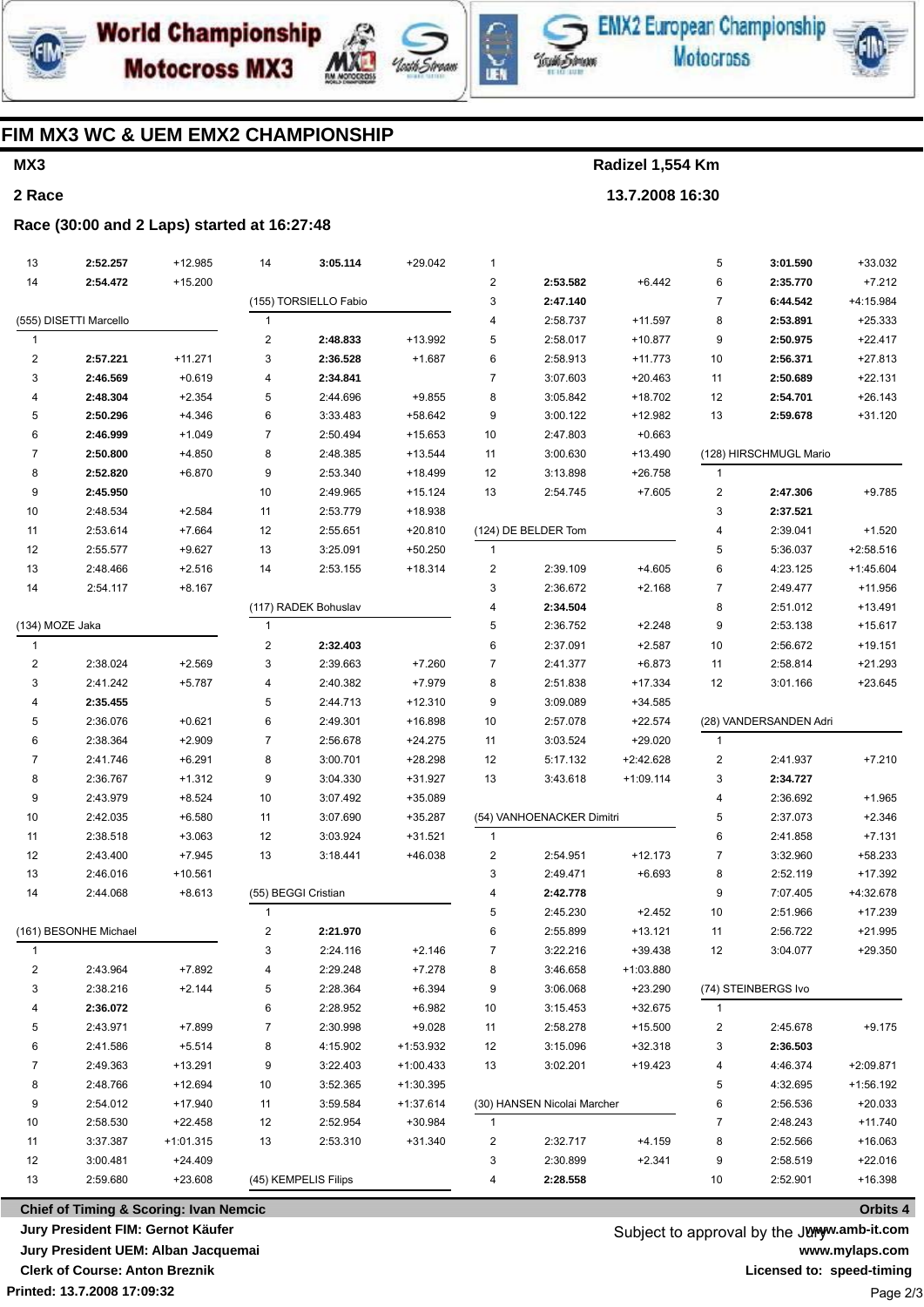# FIM MX3 WC & UEM EMX2 CHAMPIONSHIP

**MX3** — **Radizel 1,554 Km**

**2 Race** — **13.7.2008 16:30**

**Race (30:00 and 2 Laps) started at 16:27:48**

| Lap | Time | Diff |
|---|---|---|
| 13 | **2:52.257** | +12.985 |
| 14 | **2:54.472** | +15.200 |

**(555) DISETTI Marcello**

| Lap | Time | Diff |
|---|---|---|
| 1 | | |
| 2 | **2:57.221** | +11.271 |
| 3 | **2:46.569** | +0.619 |
| 4 | **2:48.304** | +2.354 |
| 5 | **2:50.296** | +4.346 |
| 6 | **2:46.999** | +1.049 |
| 7 | **2:50.800** | +4.850 |
| 8 | **2:52.820** | +6.870 |
| 9 | **2:45.950** | |
| 10 | 2:48.534 | +2.584 |
| 11 | 2:53.614 | +7.664 |
| 12 | 2:55.577 | +9.627 |
| 13 | 2:48.466 | +2.516 |
| 14 | 2:54.117 | +8.167 |

**(134) MOZE Jaka**

| Lap | Time | Diff |
|---|---|---|
| 1 | | |
| 2 | 2:38.024 | +2.569 |
| 3 | 2:41.242 | +5.787 |
| 4 | **2:35.455** | |
| 5 | 2:36.076 | +0.621 |
| 6 | 2:38.364 | +2.909 |
| 7 | 2:41.746 | +6.291 |
| 8 | 2:36.767 | +1.312 |
| 9 | 2:43.979 | +8.524 |
| 10 | 2:42.035 | +6.580 |
| 11 | 2:38.518 | +3.063 |
| 12 | 2:43.400 | +7.945 |
| 13 | 2:46.016 | +10.561 |
| 14 | 2:44.068 | +8.613 |

**(161) BESONHE Michael**

| Lap | Time | Diff |
|---|---|---|
| 1 | | |
| 2 | 2:43.964 | +7.892 |
| 3 | 2:38.216 | +2.144 |
| 4 | **2:36.072** | |
| 5 | 2:43.971 | +7.899 |
| 6 | 2:41.586 | +5.514 |
| 7 | 2:49.363 | +13.291 |
| 8 | 2:48.766 | +12.694 |
| 9 | 2:54.012 | +17.940 |
| 10 | 2:58.530 | +22.458 |
| 11 | 3:37.387 | +1:01.315 |
| 12 | 3:00.481 | +24.409 |
| 13 | 2:59.680 | +23.608 |

| Lap | Time | Diff |
|---|---|---|
| 14 | **3:05.114** | +29.042 |

**(155) TORSIELLO Fabio**

| Lap | Time | Diff |
|---|---|---|
| 1 | | |
| 2 | **2:48.833** | +13.992 |
| 3 | **2:36.528** | +1.687 |
| 4 | **2:34.841** | |
| 5 | 2:44.696 | +9.855 |
| 6 | 3:33.483 | +58.642 |
| 7 | 2:50.494 | +15.653 |
| 8 | 2:48.385 | +13.544 |
| 9 | 2:53.340 | +18.499 |
| 10 | 2:49.965 | +15.124 |
| 11 | 2:53.779 | +18.938 |
| 12 | 2:55.651 | +20.810 |
| 13 | 3:25.091 | +50.250 |
| 14 | 2:53.155 | +18.314 |

**(117) RADEK Bohuslav**

| Lap | Time | Diff |
|---|---|---|
| 1 | | |
| 2 | **2:32.403** | |
| 3 | 2:39.663 | +7.260 |
| 4 | 2:40.382 | +7.979 |
| 5 | 2:44.713 | +12.310 |
| 6 | 2:49.301 | +16.898 |
| 7 | 2:56.678 | +24.275 |
| 8 | 3:00.701 | +28.298 |
| 9 | 3:04.330 | +31.927 |
| 10 | 3:07.492 | +35.089 |
| 11 | 3:07.690 | +35.287 |
| 12 | 3:03.924 | +31.521 |
| 13 | 3:18.441 | +46.038 |

**(55) BEGGI Cristian**

| Lap | Time | Diff |
|---|---|---|
| 1 | | |
| 2 | **2:21.970** | |
| 3 | 2:24.116 | +2.146 |
| 4 | 2:29.248 | +7.278 |
| 5 | 2:28.364 | +6.394 |
| 6 | 2:28.952 | +6.982 |
| 7 | 2:30.998 | +9.028 |
| 8 | 4:15.902 | +1:53.932 |
| 9 | 3:22.403 | +1:00.433 |
| 10 | 3:52.365 | +1:30.395 |
| 11 | 3:59.584 | +1:37.614 |
| 12 | 2:52.954 | +30.984 |
| 13 | 2:53.310 | +31.340 |

**(45) KEMPELIS Filips**

| Lap | Time | Diff |
|---|---|---|
| 1 | | |
| 2 | **2:53.582** | +6.442 |
| 3 | **2:47.140** | |
| 4 | 2:58.737 | +11.597 |
| 5 | 2:58.017 | +10.877 |
| 6 | 2:58.913 | +11.773 |
| 7 | 3:07.603 | +20.463 |
| 8 | 3:05.842 | +18.702 |
| 9 | 3:00.122 | +12.982 |
| 10 | 2:47.803 | +0.663 |
| 11 | 3:00.630 | +13.490 |
| 12 | 3:13.898 | +26.758 |
| 13 | 2:54.745 | +7.605 |

**(124) DE BELDER Tom**

| Lap | Time | Diff |
|---|---|---|
| 1 | | |
| 2 | 2:39.109 | +4.605 |
| 3 | 2:36.672 | +2.168 |
| 4 | **2:34.504** | |
| 5 | 2:36.752 | +2.248 |
| 6 | 2:37.091 | +2.587 |
| 7 | 2:41.377 | +6.873 |
| 8 | 2:51.838 | +17.334 |
| 9 | 3:09.089 | +34.585 |
| 10 | 2:57.078 | +22.574 |
| 11 | 3:03.524 | +29.020 |
| 12 | 5:17.132 | +2:42.628 |
| 13 | 3:43.618 | +1:09.114 |

**(54) VANHOENACKER Dimitri**

| Lap | Time | Diff |
|---|---|---|
| 1 | | |
| 2 | 2:54.951 | +12.173 |
| 3 | 2:49.471 | +6.693 |
| 4 | **2:42.778** | |
| 5 | 2:45.230 | +2.452 |
| 6 | 2:55.899 | +13.121 |
| 7 | 3:22.216 | +39.438 |
| 8 | 3:46.658 | +1:03.880 |
| 9 | 3:06.068 | +23.290 |
| 10 | 3:15.453 | +32.675 |
| 11 | 2:58.278 | +15.500 |
| 12 | 3:15.096 | +32.318 |
| 13 | 3:02.201 | +19.423 |

**(30) HANSEN Nicolai Marcher**

| Lap | Time | Diff |
|---|---|---|
| 1 | | |
| 2 | 2:32.717 | +4.159 |
| 3 | 2:30.899 | +2.341 |
| 4 | **2:28.558** | |

| Lap | Time | Diff |
|---|---|---|
| 5 | **3:01.590** | +33.032 |
| 6 | **2:35.770** | +7.212 |
| 7 | **6:44.542** | +4:15.984 |
| 8 | **2:53.891** | +25.333 |
| 9 | **2:50.975** | +22.417 |
| 10 | **2:56.371** | +27.813 |
| 11 | **2:50.689** | +22.131 |
| 12 | **2:54.701** | +26.143 |
| 13 | **2:59.678** | +31.120 |

**(128) HIRSCHMUGL Mario**

| Lap | Time | Diff |
|---|---|---|
| 1 | | |
| 2 | **2:47.306** | +9.785 |
| 3 | **2:37.521** | |
| 4 | 2:39.041 | +1.520 |
| 5 | 5:36.037 | +2:58.516 |
| 6 | 4:23.125 | +1:45.604 |
| 7 | 2:49.477 | +11.956 |
| 8 | 2:51.012 | +13.491 |
| 9 | 2:53.138 | +15.617 |
| 10 | 2:56.672 | +19.151 |
| 11 | 2:58.814 | +21.293 |
| 12 | 3:01.166 | +23.645 |

**(28) VANDERSANDEN Adri**

| Lap | Time | Diff |
|---|---|---|
| 1 | | |
| 2 | 2:41.937 | +7.210 |
| 3 | **2:34.727** | |
| 4 | 2:36.692 | +1.965 |
| 5 | 2:37.073 | +2.346 |
| 6 | 2:41.858 | +7.131 |
| 7 | 3:32.960 | +58.233 |
| 8 | 2:52.119 | +17.392 |
| 9 | 7:07.405 | +4:32.678 |
| 10 | 2:51.966 | +17.239 |
| 11 | 2:56.722 | +21.995 |
| 12 | 3:04.077 | +29.350 |

**(74) STEINBERGS Ivo**

| Lap | Time | Diff |
|---|---|---|
| 1 | | |
| 2 | 2:45.678 | +9.175 |
| 3 | **2:36.503** | |
| 4 | 4:46.374 | +2:09.871 |
| 5 | 4:32.695 | +1:56.192 |
| 6 | 2:56.536 | +20.033 |
| 7 | 2:48.243 | +11.740 |
| 8 | 2:52.566 | +16.063 |
| 9 | 2:58.519 | +22.016 |
| 10 | 2:52.901 | +16.398 |

**Chief of Timing & Scoring: Ivan Nemcic** — **Orbits 4**

**Jury President FIM: Gernot Käufer** — Subject to approval by the Jury — **www.amb-it.com**

**Jury President UEM: Alban Jacquemai** — **www.mylaps.com**

**Clerk of Course: Anton Breznik** — **Licensed to: speed-timing**

**Printed: 13.7.2008 17:09:32**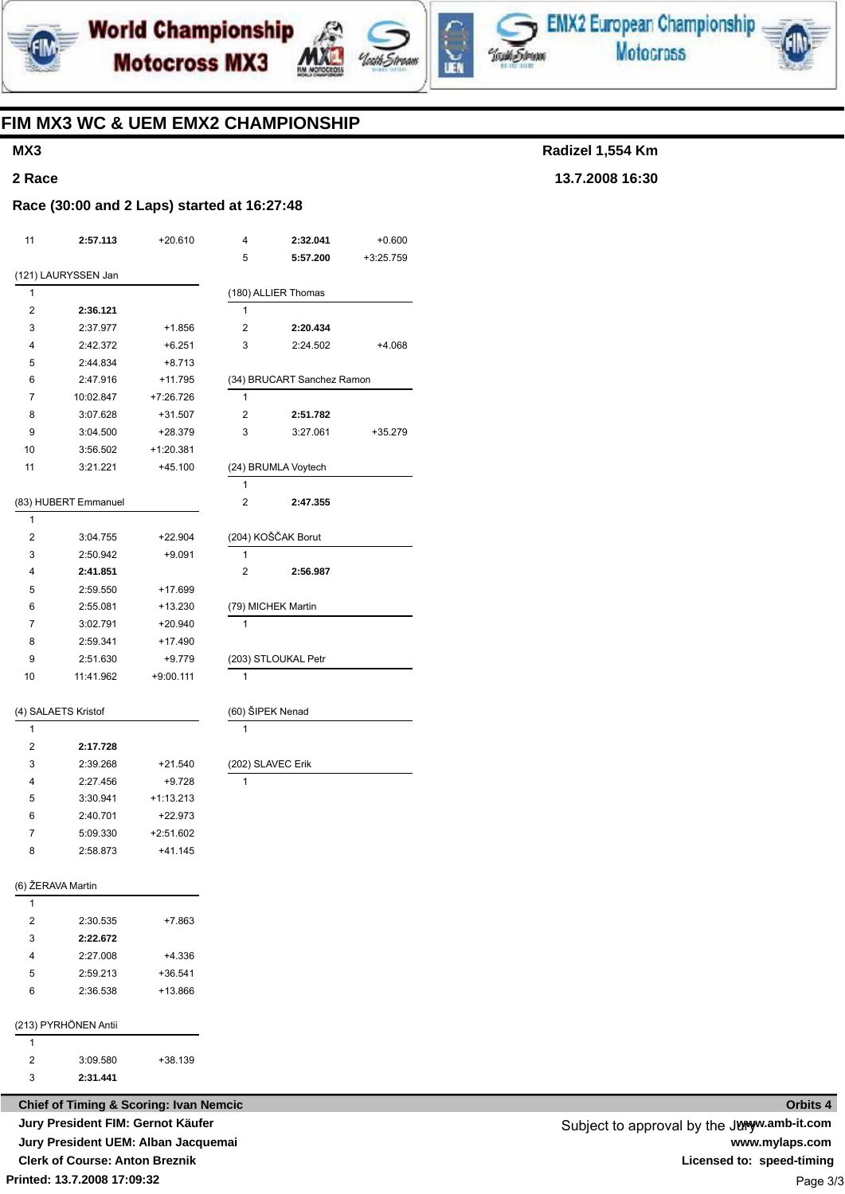## FIM MX3 WC & UEM EMX2 CHAMPIONSHIP

**MX3**

**2 Race**

**Race (30:00 and 2 Laps) started at 16:27:48**

**Radizel 1,554 Km**

**13.7.2008 16:30**

| | | |
|---|---|---|
| 11 | **2:57.113** | +20.610 |

(121) LAURYSSEN Jan

| | | |
|---|---|---|
| 1 | | |
| 2 | **2:36.121** | |
| 3 | 2:37.977 | +1.856 |
| 4 | 2:42.372 | +6.251 |
| 5 | 2:44.834 | +8.713 |
| 6 | 2:47.916 | +11.795 |
| 7 | 10:02.847 | +7:26.726 |
| 8 | 3:07.628 | +31.507 |
| 9 | 3:04.500 | +28.379 |
| 10 | 3:56.502 | +1:20.381 |
| 11 | 3:21.221 | +45.100 |

(83) HUBERT Emmanuel

| | | |
|---|---|---|
| 1 | | |
| 2 | 3:04.755 | +22.904 |
| 3 | 2:50.942 | +9.091 |
| 4 | **2:41.851** | |
| 5 | 2:59.550 | +17.699 |
| 6 | 2:55.081 | +13.230 |
| 7 | 3:02.791 | +20.940 |
| 8 | 2:59.341 | +17.490 |
| 9 | 2:51.630 | +9.779 |
| 10 | 11:41.962 | +9:00.111 |

(4) SALAETS Kristof

| | | |
|---|---|---|
| 1 | | |
| 2 | **2:17.728** | |
| 3 | 2:39.268 | +21.540 |
| 4 | 2:27.456 | +9.728 |
| 5 | 3:30.941 | +1:13.213 |
| 6 | 2:40.701 | +22.973 |
| 7 | 5:09.330 | +2:51.602 |
| 8 | 2:58.873 | +41.145 |

(6) ŽERAVA Martin

| | | |
|---|---|---|
| 1 | | |
| 2 | 2:30.535 | +7.863 |
| 3 | **2:22.672** | |
| 4 | 2:27.008 | +4.336 |
| 5 | 2:59.213 | +36.541 |
| 6 | 2:36.538 | +13.866 |

(213) PYRHÖNEN Antii

| | | |
|---|---|---|
| 1 | | |
| 2 | 3:09.580 | +38.139 |
| 3 | **2:31.441** | |
| 4 | **2:32.041** | +0.600 |
| 5 | **5:57.200** | +3:25.759 |

(180) ALLIER Thomas

| | | |
|---|---|---|
| 1 | | |
| 2 | **2:20.434** | |
| 3 | 2:24.502 | +4.068 |

(34) BRUCART Sanchez Ramon

| | | |
|---|---|---|
| 1 | | |
| 2 | **2:51.782** | |
| 3 | 3:27.061 | +35.279 |

(24) BRUMLA Voytech

| | | |
|---|---|---|
| 1 | | |
| 2 | **2:47.355** | |

(204) KOŠČAK Borut

| | | |
|---|---|---|
| 1 | | |
| 2 | **2:56.987** | |

(79) MICHEK Martin

| | | |
|---|---|---|
| 1 | | |

(203) STLOUKAL Petr

| | | |
|---|---|---|
| 1 | | |

(60) ŠIPEK Nenad

| | | |
|---|---|---|
| 1 | | |

(202) SLAVEC Erik

| | | |
|---|---|---|
| 1 | | |

**Chief of Timing & Scoring: Ivan Nemcic**
**Jury President FIM: Gernot Käufer**
**Jury President UEM: Alban Jacquemai**
**Clerk of Course: Anton Breznik**
**Printed: 13.7.2008 17:09:32**

Subject to approval by the Jury

**Orbits 4**
**www.amb-it.com**
**www.mylaps.com**
**Licensed to: speed-timing**